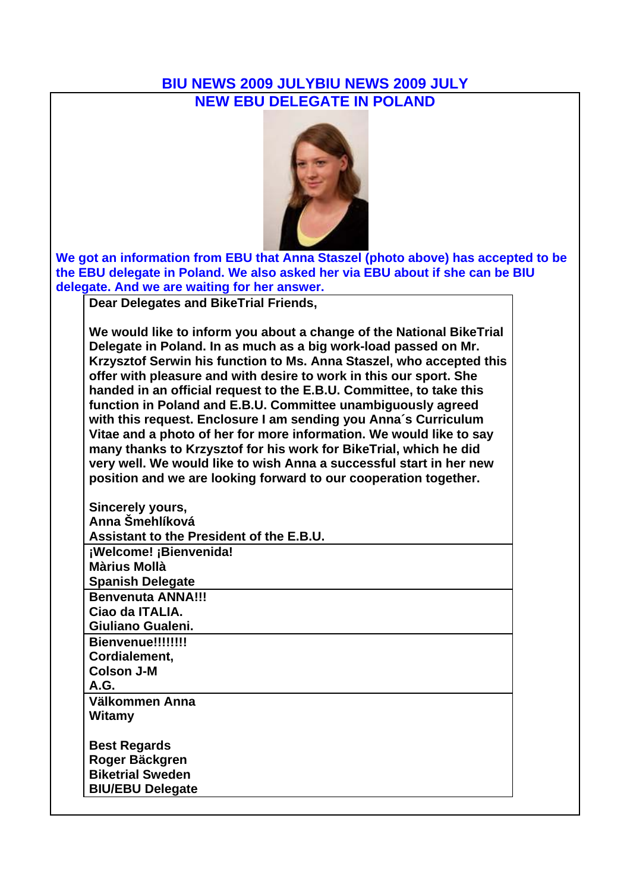# BIU NEWS 2009 JULYBIU NEWS 2009 JULY

## NEW EBU DELEGATE IN POLAND

**We got an information from EBU that Anna Staszel (photo above) has accepted to be the EBU delegate in Poland. We also asked her via EBU about if she can be BIU delegate. And we are waiting for her answer.**

**Dear Delegates and BikeTrial Friends,**

**We would like to inform you about a change of the National BikeTrial Delegate in Poland. In as much as a big work-load passed on Mr. Krzysztof Serwin his function to Ms. Anna Staszel, who accepted this offer with pleasure and with desire to work in this our sport. She handed in an official request to the E.B.U. Committee, to take this function in Poland and E.B.U. Committee unambiguously agreed with this request. Enclosure I am sending you Anna´s Curriculum Vitae and a photo of her for more information. We would like to say many thanks to Krzysztof for his work for BikeTrial, which he did very well. We would like to wish Anna a successful start in her new position and we are looking forward to our cooperation together.**

**Sincerely yours,**
**Anna Šmehlíková**
**Assistant to the President of the E.B.U.**

**¡Welcome! ¡Bienvenida!**
**Màrius Mollà**
**Spanish Delegate**

**Benvenuta ANNA!!!**
**Ciao da ITALIA.**
**Giuliano Gualeni.**

**Bienvenue!!!!!!!!**
**Cordialement,**
**Colson J-M**
**A.G.**

**Välkommen Anna**
**Witamy**

**Best Regards**
**Roger Bäckgren**
**Biketrial Sweden**
**BIU/EBU Delegate**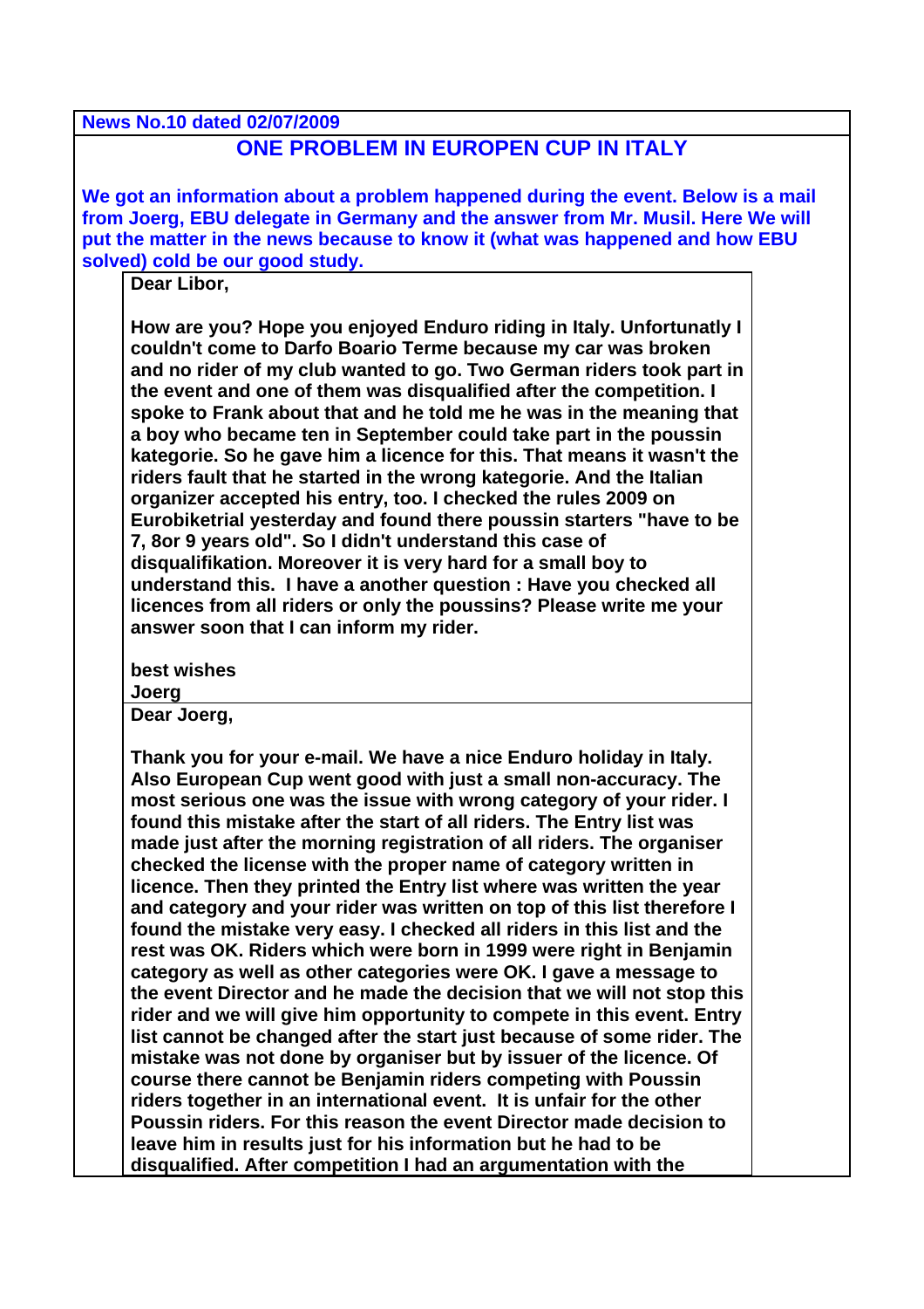**News No.10 dated 02/07/2009**

## ONE PROBLEM IN EUROPEN CUP IN ITALY

**We got an information about a problem happened during the event. Below is a mail from Joerg, EBU delegate in Germany and the answer from Mr. Musil. Here We will put the matter in the news because to know it (what was happened and how EBU solved) cold be our good study.**

**Dear Libor,**

**How are you? Hope you enjoyed Enduro riding in Italy. Unfortunatly I couldn't come to Darfo Boario Terme because my car was broken and no rider of my club wanted to go. Two German riders took part in the event and one of them was disqualified after the competition. I spoke to Frank about that and he told me he was in the meaning that a boy who became ten in September could take part in the poussin kategorie. So he gave him a licence for this. That means it wasn't the riders fault that he started in the wrong kategorie. And the Italian organizer accepted his entry, too. I checked the rules 2009 on Eurobiketrial yesterday and found there poussin starters "have to be 7, 8or 9 years old". So I didn't understand this case of disqualifikation. Moreover it is very hard for a small boy to understand this. I have a another question : Have you checked all licences from all riders or only the poussins? Please write me your answer soon that I can inform my rider.**

**best wishes**
**Joerg**

**Dear Joerg,**

**Thank you for your e-mail. We have a nice Enduro holiday in Italy. Also European Cup went good with just a small non-accuracy. The most serious one was the issue with wrong category of your rider. I found this mistake after the start of all riders. The Entry list was made just after the morning registration of all riders. The organiser checked the license with the proper name of category written in licence. Then they printed the Entry list where was written the year and category and your rider was written on top of this list therefore I found the mistake very easy. I checked all riders in this list and the rest was OK. Riders which were born in 1999 were right in Benjamin category as well as other categories were OK. I gave a message to the event Director and he made the decision that we will not stop this rider and we will give him opportunity to compete in this event. Entry list cannot be changed after the start just because of some rider. The mistake was not done by organiser but by issuer of the licence. Of course there cannot be Benjamin riders competing with Poussin riders together in an international event. It is unfair for the other Poussin riders. For this reason the event Director made decision to leave him in results just for his information but he had to be disqualified. After competition I had an argumentation with the**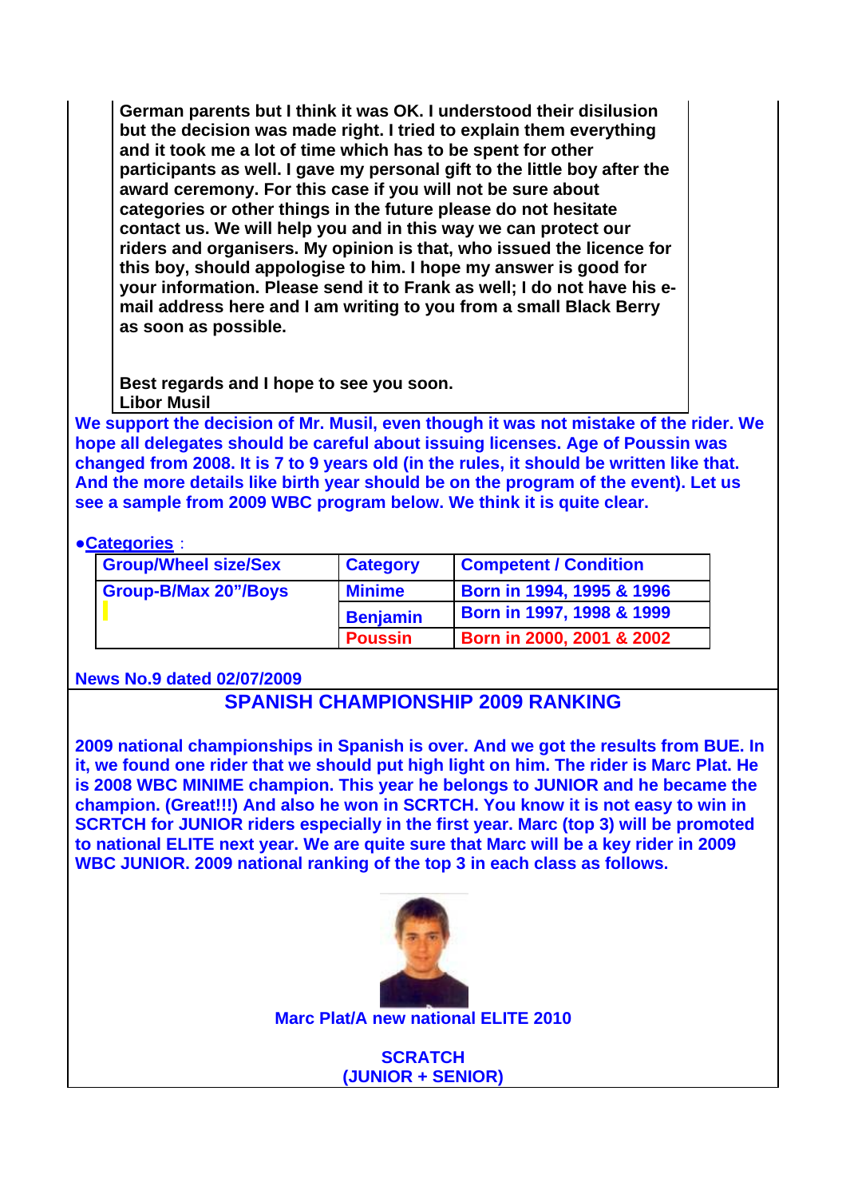German parents but I think it was OK. I understood their disilusion but the decision was made right. I tried to explain them everything and it took me a lot of time which has to be spent for other participants as well. I gave my personal gift to the little boy after the award ceremony. For this case if you will not be sure about categories or other things in the future please do not hesitate contact us. We will help you and in this way we can protect our riders and organisers. My opinion is that, who issued the licence for this boy, should appologise to him. I hope my answer is good for your information. Please send it to Frank as well; I do not have his e-mail address here and I am writing to you from a small Black Berry as soon as possible.

Best regards and I hope to see you soon.
Libor Musil

**We support the decision of Mr. Musil, even though it was not mistake of the rider. We hope all delegates should be careful about issuing licenses. Age of Poussin was changed from 2008. It is 7 to 9 years old (in the rules, it should be written like that. And the more details like birth year should be on the program of the event). Let us see a sample from 2009 WBC program below. We think it is quite clear.**

●**Categories** :

| Group/Wheel size/Sex | Category | Competent / Condition |
|---|---|---|
| Group-B/Max 20"/Boys | Minime | Born in 1994, 1995 & 1996 |
| | Benjamin | Born in 1997, 1998 & 1999 |
| | Poussin | Born in 2000, 2001 & 2002 |

**News No.9 dated 02/07/2009**

## SPANISH CHAMPIONSHIP 2009 RANKING

**2009 national championships in Spanish is over. And we got the results from BUE. In it, we found one rider that we should put high light on him. The rider is Marc Plat. He is 2008 WBC MINIME champion. This year he belongs to JUNIOR and he became the champion. (Great!!!) And also he won in SCRTCH. You know it is not easy to win in SCRTCH for JUNIOR riders especially in the first year. Marc (top 3) will be promoted to national ELITE next year. We are quite sure that Marc will be a key rider in 2009 WBC JUNIOR. 2009 national ranking of the top 3 in each class as follows.**

**Marc Plat/A new national ELITE 2010**

**SCRATCH**
**(JUNIOR + SENIOR)**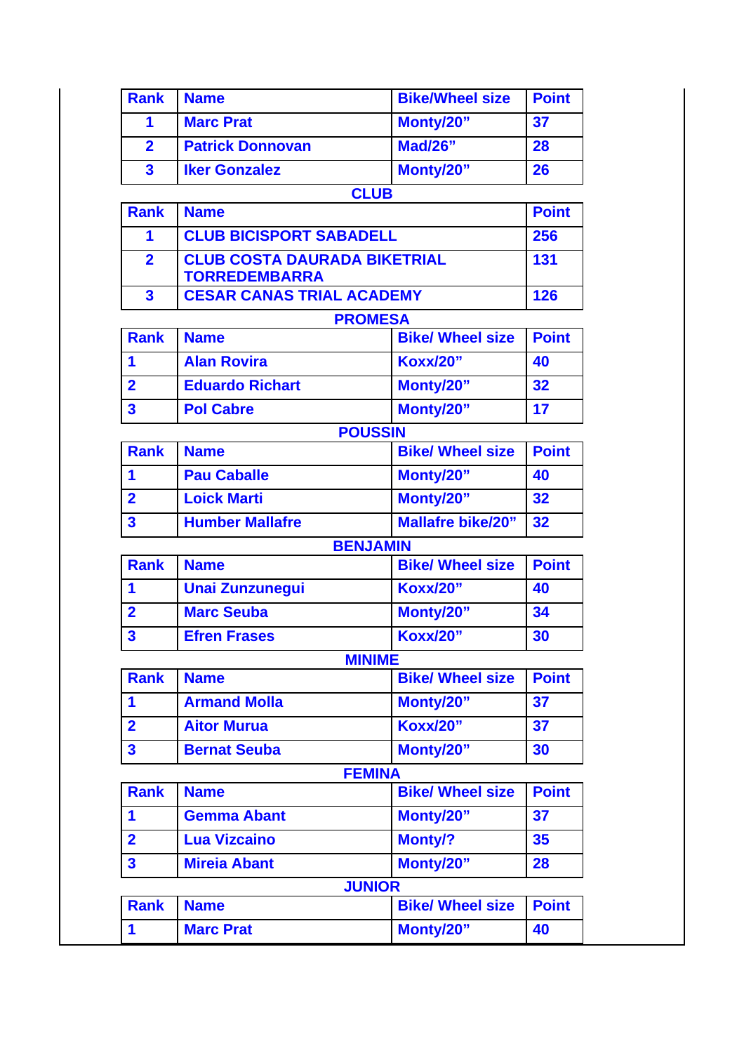| Rank | Name | Bike/Wheel size | Point |
|---|---|---|---|
| 1 | Marc Prat | Monty/20” | 37 |
| 2 | Patrick Donnovan | Mad/26” | 28 |
| 3 | Iker Gonzalez | Monty/20” | 26 |

**CLUB**

| Rank | Name | Point |
|---|---|---|
| 1 | CLUB BICISPORT SABADELL | 256 |
| 2 | CLUB COSTA DAURADA BIKETRIAL TORREDEMBARRA | 131 |
| 3 | CESAR CANAS TRIAL ACADEMY | 126 |

**PROMESA**

| Rank | Name | Bike/ Wheel size | Point |
|---|---|---|---|
| 1 | Alan Rovira | Koxx/20” | 40 |
| 2 | Eduardo Richart | Monty/20” | 32 |
| 3 | Pol Cabre | Monty/20” | 17 |

**POUSSIN**

| Rank | Name | Bike/ Wheel size | Point |
|---|---|---|---|
| 1 | Pau Caballe | Monty/20” | 40 |
| 2 | Loick Marti | Monty/20” | 32 |
| 3 | Humber Mallafre | Mallafre bike/20” | 32 |

**BENJAMIN**

| Rank | Name | Bike/ Wheel size | Point |
|---|---|---|---|
| 1 | Unai Zunzunegui | Koxx/20” | 40 |
| 2 | Marc Seuba | Monty/20” | 34 |
| 3 | Efren Frases | Koxx/20” | 30 |

**MINIME**

| Rank | Name | Bike/ Wheel size | Point |
|---|---|---|---|
| 1 | Armand Molla | Monty/20” | 37 |
| 2 | Aitor Murua | Koxx/20” | 37 |
| 3 | Bernat Seuba | Monty/20” | 30 |

**FEMINA**

| Rank | Name | Bike/ Wheel size | Point |
|---|---|---|---|
| 1 | Gemma Abant | Monty/20” | 37 |
| 2 | Lua Vizcaino | Monty/? | 35 |
| 3 | Mireia Abant | Monty/20” | 28 |

**JUNIOR**

| Rank | Name | Bike/ Wheel size | Point |
|---|---|---|---|
| 1 | Marc Prat | Monty/20” | 40 |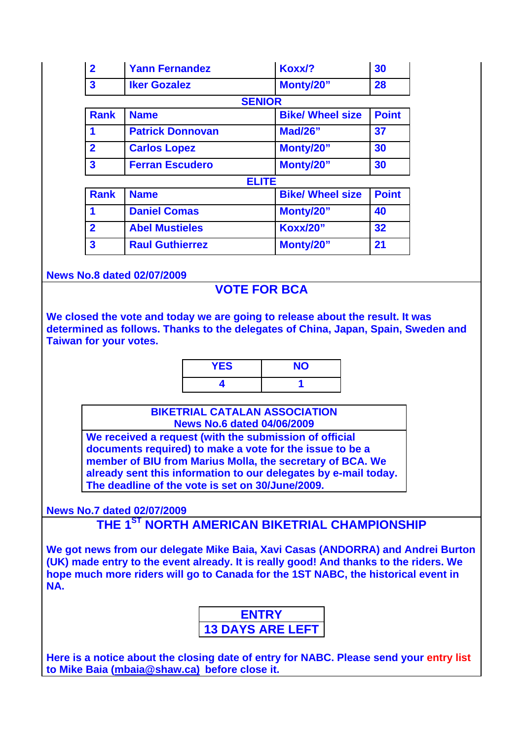| 2 | Yann Fernandez | Koxx/? | 30 |
|---|---|---|---|
| 3 | Iker Gozalez | Monty/20" | 28 |

**SENIOR**

| Rank | Name | Bike/ Wheel size | Point |
|---|---|---|---|
| 1 | Patrick Donnovan | Mad/26" | 37 |
| 2 | Carlos Lopez | Monty/20" | 30 |
| 3 | Ferran Escudero | Monty/20" | 30 |

**ELITE**

| Rank | Name | Bike/ Wheel size | Point |
|---|---|---|---|
| 1 | Daniel Comas | Monty/20" | 40 |
| 2 | Abel Mustieles | Koxx/20" | 32 |
| 3 | Raul Guthierrez | Monty/20" | 21 |

**News No.8 dated 02/07/2009**

## VOTE FOR BCA

**We closed the vote and today we are going to release about the result. It was determined as follows. Thanks to the delegates of China, Japan, Spain, Sweden and Taiwan for your votes.**

| YES | NO |
|---|---|
| 4 | 1 |

**BIKETRIAL CATALAN ASSOCIATION**
**News No.6 dated 04/06/2009**

**We received a request (with the submission of official documents required) to make a vote for the issue to be a member of BIU from Marius Molla, the secretary of BCA. We already sent this information to our delegates by e-mail today. The deadline of the vote is set on 30/June/2009.**

**News No.7 dated 02/07/2009**

## THE 1ST NORTH AMERICAN BIKETRIAL CHAMPIONSHIP

**We got news from our delegate Mike Baia, Xavi Casas (ANDORRA) and Andrei Burton (UK) made entry to the event already. It is really good! And thanks to the riders. We hope much more riders will go to Canada for the 1ST NABC, the historical event in NA.**

**ENTRY**
**13 DAYS ARE LEFT**

**Here is a notice about the closing date of entry for NABC. Please send your entry list to Mike Baia (mbaia@shaw.ca) before close it.**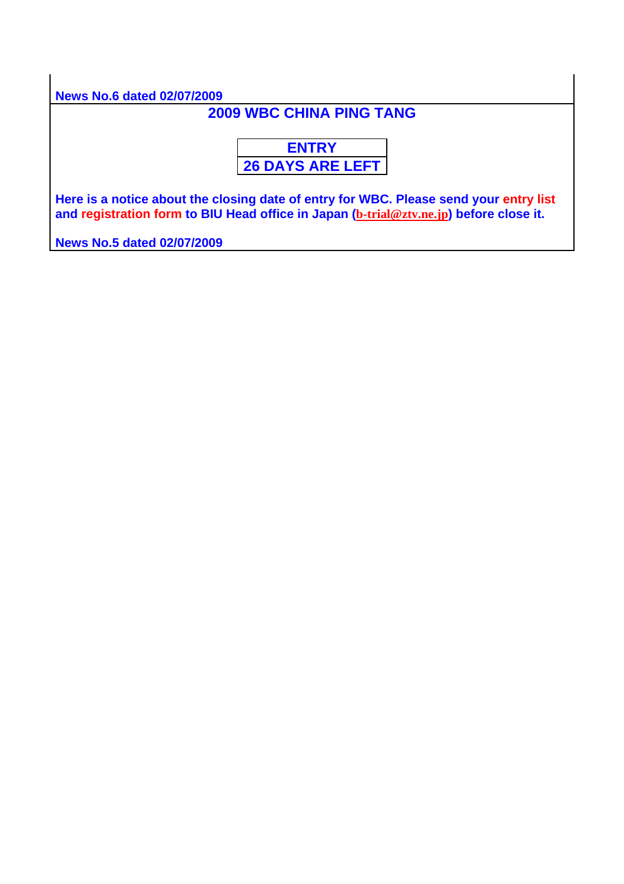**News No.6 dated 02/07/2009**

## 2009 WBC CHINA PING TANG

| ENTRY |
|---|
| 26 DAYS ARE LEFT |

**Here is a notice about the closing date of entry for WBC. Please send your entry list and registration form to BIU Head office in Japan (b-trial@ztv.ne.jp) before close it.**

**News No.5 dated 02/07/2009**